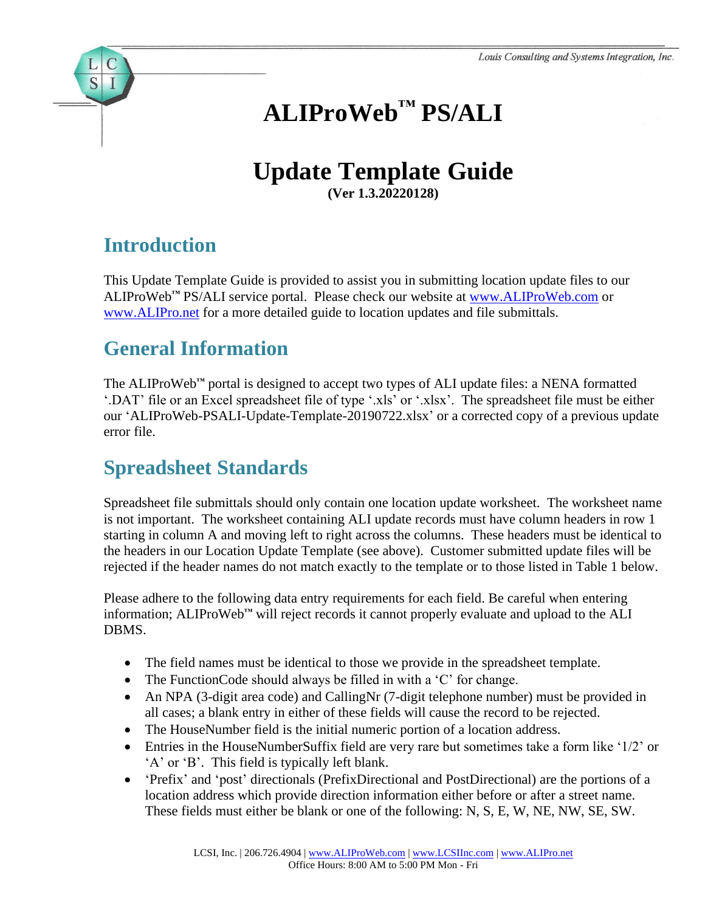Louis Consulting and Systems Integration, Inc.

# ALIProWeb™ PS/ALI

# Update Template Guide

**(Ver 1.3.20220128)**

## Introduction

This Update Template Guide is provided to assist you in submitting location update files to our ALIProWeb™ PS/ALI service portal. Please check our website at www.ALIProWeb.com or www.ALIPro.net for a more detailed guide to location updates and file submittals.

## General Information

The ALIProWeb™ portal is designed to accept two types of ALI update files: a NENA formatted '.DAT' file or an Excel spreadsheet file of type '.xls' or '.xlsx'. The spreadsheet file must be either our 'ALIProWeb-PSALI-Update-Template-20190722.xlsx' or a corrected copy of a previous update error file.

## Spreadsheet Standards

Spreadsheet file submittals should only contain one location update worksheet. The worksheet name is not important. The worksheet containing ALI update records must have column headers in row 1 starting in column A and moving left to right across the columns. These headers must be identical to the headers in our Location Update Template (see above). Customer submitted update files will be rejected if the header names do not match exactly to the template or to those listed in Table 1 below.

Please adhere to the following data entry requirements for each field. Be careful when entering information; ALIProWeb™ will reject records it cannot properly evaluate and upload to the ALI DBMS.

- The field names must be identical to those we provide in the spreadsheet template.
- The FunctionCode should always be filled in with a 'C' for change.
- An NPA (3-digit area code) and CallingNr (7-digit telephone number) must be provided in all cases; a blank entry in either of these fields will cause the record to be rejected.
- The HouseNumber field is the initial numeric portion of a location address.
- Entries in the HouseNumberSuffix field are very rare but sometimes take a form like '1/2' or 'A' or 'B'. This field is typically left blank.
- 'Prefix' and 'post' directionals (PrefixDirectional and PostDirectional) are the portions of a location address which provide direction information either before or after a street name. These fields must either be blank or one of the following: N, S, E, W, NE, NW, SE, SW.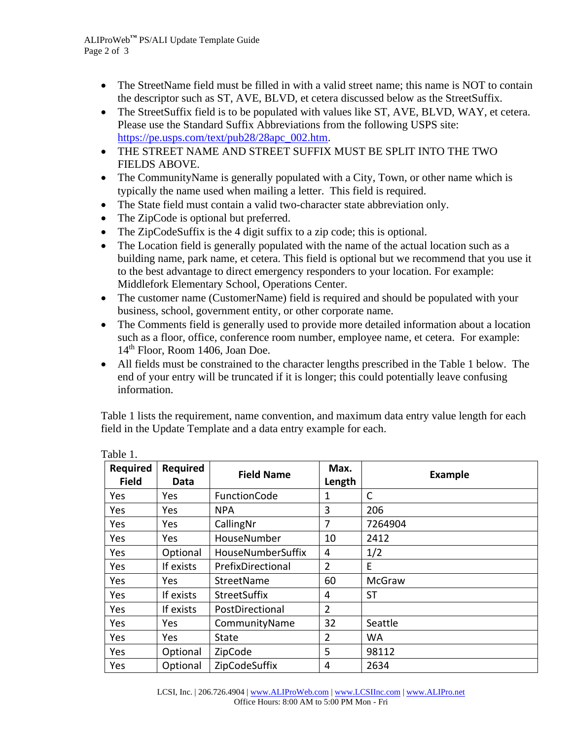- The StreetName field must be filled in with a valid street name; this name is NOT to contain the descriptor such as ST, AVE, BLVD, et cetera discussed below as the StreetSuffix.
- The StreetSuffix field is to be populated with values like ST, AVE, BLVD, WAY, et cetera. Please use the Standard Suffix Abbreviations from the following USPS site: https://pe.usps.com/text/pub28/28apc_002.htm.
- THE STREET NAME AND STREET SUFFIX MUST BE SPLIT INTO THE TWO FIELDS ABOVE.
- The CommunityName is generally populated with a City, Town, or other name which is typically the name used when mailing a letter. This field is required.
- The State field must contain a valid two-character state abbreviation only.
- The ZipCode is optional but preferred.
- The ZipCodeSuffix is the 4 digit suffix to a zip code; this is optional.
- The Location field is generally populated with the name of the actual location such as a building name, park name, et cetera. This field is optional but we recommend that you use it to the best advantage to direct emergency responders to your location. For example: Middlefork Elementary School, Operations Center.
- The customer name (CustomerName) field is required and should be populated with your business, school, government entity, or other corporate name.
- The Comments field is generally used to provide more detailed information about a location such as a floor, office, conference room number, employee name, et cetera. For example: 14th Floor, Room 1406, Joan Doe.
- All fields must be constrained to the character lengths prescribed in the Table 1 below. The end of your entry will be truncated if it is longer; this could potentially leave confusing information.

Table 1 lists the requirement, name convention, and maximum data entry value length for each field in the Update Template and a data entry example for each.

Table 1.

| Required Field | Required Data | Field Name | Max. Length | Example |
|---|---|---|---|---|
| Yes | Yes | FunctionCode | 1 | C |
| Yes | Yes | NPA | 3 | 206 |
| Yes | Yes | CallingNr | 7 | 7264904 |
| Yes | Yes | HouseNumber | 10 | 2412 |
| Yes | Optional | HouseNumberSuffix | 4 | 1/2 |
| Yes | If exists | PrefixDirectional | 2 | E |
| Yes | Yes | StreetName | 60 | McGraw |
| Yes | If exists | StreetSuffix | 4 | ST |
| Yes | If exists | PostDirectional | 2 | |
| Yes | Yes | CommunityName | 32 | Seattle |
| Yes | Yes | State | 2 | WA |
| Yes | Optional | ZipCode | 5 | 98112 |
| Yes | Optional | ZipCodeSuffix | 4 | 2634 |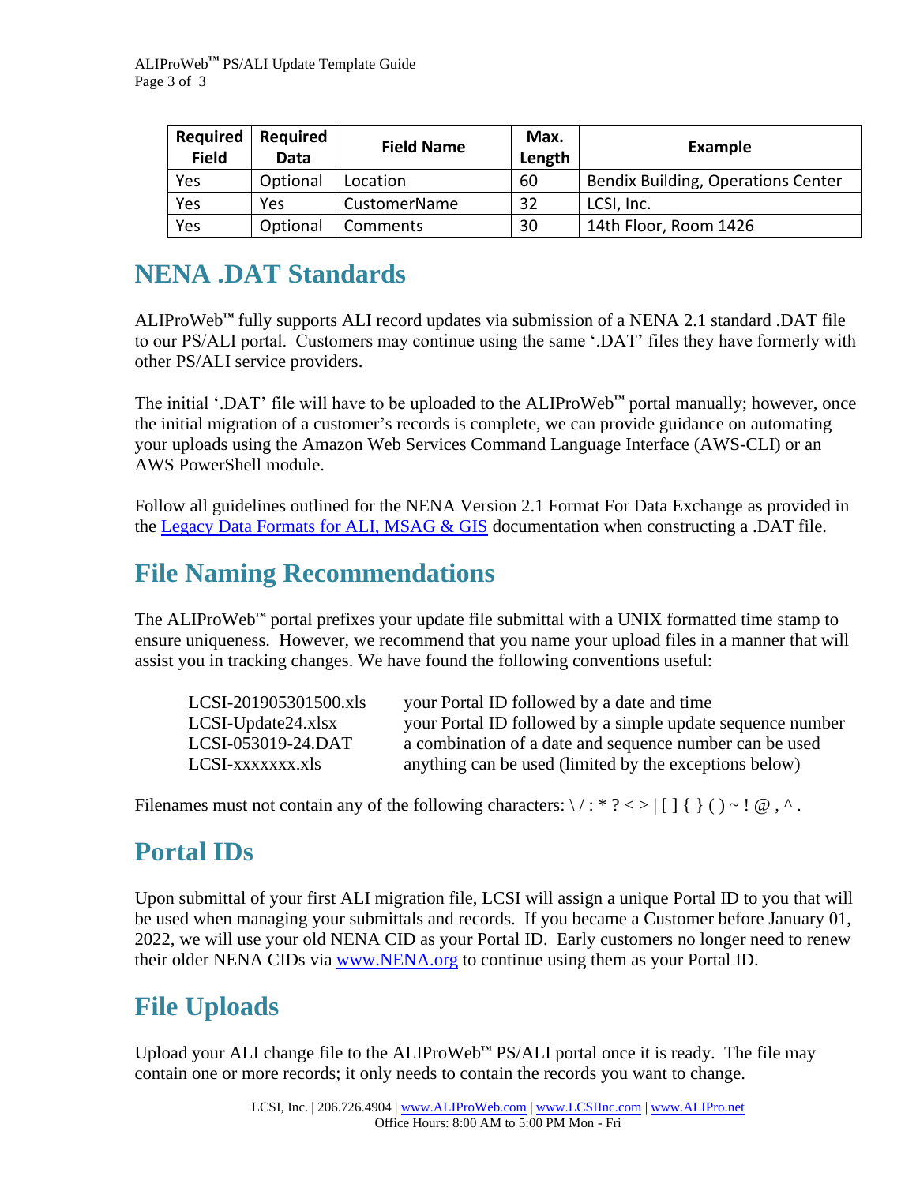| Required Field | Required Data | Field Name | Max. Length | Example |
| --- | --- | --- | --- | --- |
| Yes | Optional | Location | 60 | Bendix Building, Operations Center |
| Yes | Yes | CustomerName | 32 | LCSI, Inc. |
| Yes | Optional | Comments | 30 | 14th Floor, Room 1426 |

## NENA .DAT Standards

ALIProWeb™ fully supports ALI record updates via submission of a NENA 2.1 standard .DAT file to our PS/ALI portal. Customers may continue using the same '.DAT' files they have formerly with other PS/ALI service providers.

The initial '.DAT' file will have to be uploaded to the ALIProWeb™ portal manually; however, once the initial migration of a customer's records is complete, we can provide guidance on automating your uploads using the Amazon Web Services Command Language Interface (AWS-CLI) or an AWS PowerShell module.

Follow all guidelines outlined for the NENA Version 2.1 Format For Data Exchange as provided in the Legacy Data Formats for ALI, MSAG & GIS documentation when constructing a .DAT file.

## File Naming Recommendations

The ALIProWeb™ portal prefixes your update file submittal with a UNIX formatted time stamp to ensure uniqueness. However, we recommend that you name your upload files in a manner that will assist you in tracking changes. We have found the following conventions useful:

| | |
| --- | --- |
| LCSI-201905301500.xls | your Portal ID followed by a date and time |
| LCSI-Update24.xlsx | your Portal ID followed by a simple update sequence number |
| LCSI-053019-24.DAT | a combination of a date and sequence number can be used |
| LCSI-xxxxxxx.xls | anything can be used (limited by the exceptions below) |

Filenames must not contain any of the following characters: \ / : * ? < > | [ ] { } ( ) ~ ! @ , ^ .

## Portal IDs

Upon submittal of your first ALI migration file, LCSI will assign a unique Portal ID to you that will be used when managing your submittals and records. If you became a Customer before January 01, 2022, we will use your old NENA CID as your Portal ID. Early customers no longer need to renew their older NENA CIDs via www.NENA.org to continue using them as your Portal ID.

## File Uploads

Upload your ALI change file to the ALIProWeb™ PS/ALI portal once it is ready. The file may contain one or more records; it only needs to contain the records you want to change.